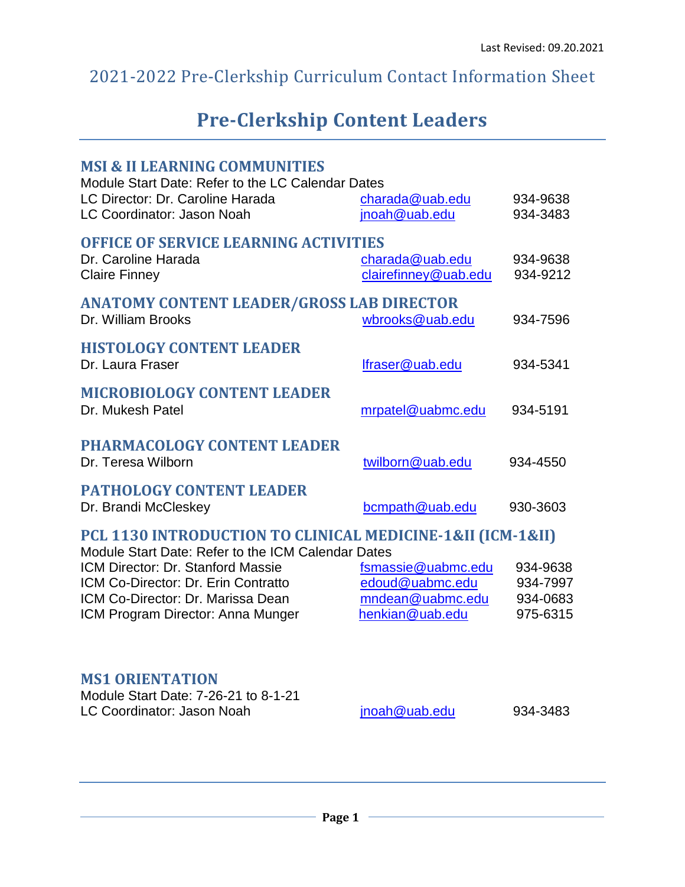Last Revised: 09.20.2021

# 2021-2022 Pre-Clerkship Curriculum Contact Information Sheet

## Pre-Clerkship Content Leaders

### MSI & II LEARNING COMMUNITIES

Module Start Date: Refer to the LC Calendar Dates

| | | |
|---|---|---|
| LC Director: Dr. Caroline Harada | charada@uab.edu | 934-9638 |
| LC Coordinator: Jason Noah | jnoah@uab.edu | 934-3483 |

### OFFICE OF SERVICE LEARNING ACTIVITIES

| | | |
|---|---|---|
| Dr. Caroline Harada | charada@uab.edu | 934-9638 |
| Claire Finney | clairefinney@uab.edu | 934-9212 |

### ANATOMY CONTENT LEADER/GROSS LAB DIRECTOR

| | | |
|---|---|---|
| Dr. William Brooks | wbrooks@uab.edu | 934-7596 |

### HISTOLOGY CONTENT LEADER

| | | |
|---|---|---|
| Dr. Laura Fraser | lfraser@uab.edu | 934-5341 |

### MICROBIOLOGY CONTENT LEADER

| | | |
|---|---|---|
| Dr. Mukesh Patel | mrpatel@uabmc.edu | 934-5191 |

### PHARMACOLOGY CONTENT LEADER

| | | |
|---|---|---|
| Dr. Teresa Wilborn | twilborn@uab.edu | 934-4550 |

### PATHOLOGY CONTENT LEADER

| | | |
|---|---|---|
| Dr. Brandi McCleskey | bcmpath@uab.edu | 930-3603 |

### PCL 1130 INTRODUCTION TO CLINICAL MEDICINE-1&II (ICM-1&II)

Module Start Date: Refer to the ICM Calendar Dates

| | | |
|---|---|---|
| ICM Director: Dr. Stanford Massie | fsmassie@uabmc.edu | 934-9638 |
| ICM Co-Director: Dr. Erin Contratto | edoud@uabmc.edu | 934-7997 |
| ICM Co-Director: Dr. Marissa Dean | mndean@uabmc.edu | 934-0683 |
| ICM Program Director: Anna Munger | henkian@uab.edu | 975-6315 |

### MS1 ORIENTATION

Module Start Date: 7-26-21 to 8-1-21

| | | |
|---|---|---|
| LC Coordinator: Jason Noah | jnoah@uab.edu | 934-3483 |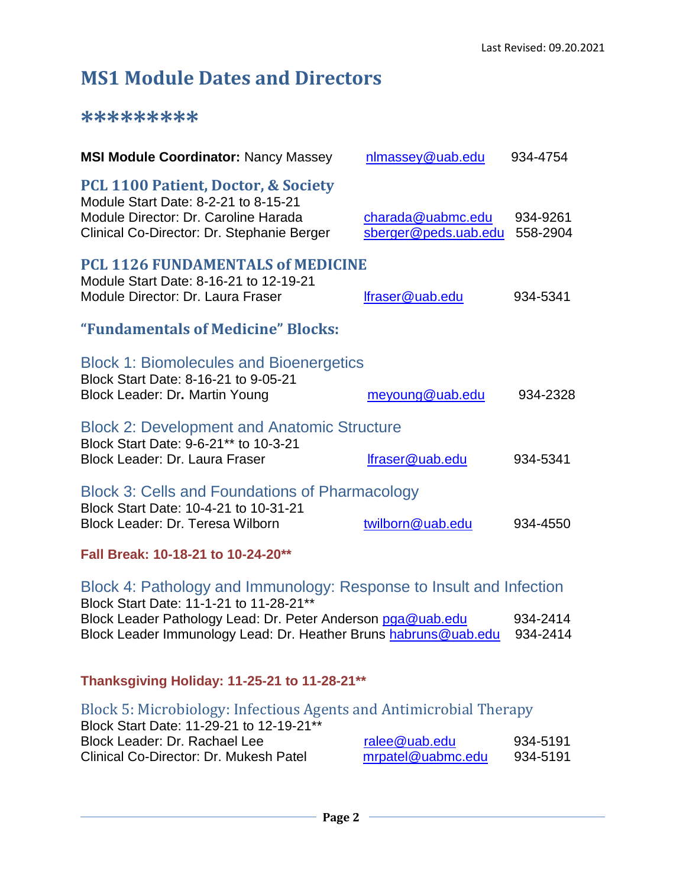Last Revised: 09.20.2021

# MS1 Module Dates and Directors

**\*\*\*\*\*\*\*\*\***

**MSI Module Coordinator:** Nancy Massey nlmassey@uab.edu 934-4754

## PCL 1100 Patient, Doctor, & Society

Module Start Date: 8-2-21 to 8-15-21
Module Director: Dr. Caroline Harada charada@uabmc.edu 934-9261
Clinical Co-Director: Dr. Stephanie Berger sberger@peds.uab.edu 558-2904

## PCL 1126 FUNDAMENTALS of MEDICINE

Module Start Date: 8-16-21 to 12-19-21
Module Director: Dr. Laura Fraser lfraser@uab.edu 934-5341

## "Fundamentals of Medicine" Blocks:

### Block 1: Biomolecules and Bioenergetics

Block Start Date: 8-16-21 to 9-05-21
Block Leader: Dr**.** Martin Young meyoung@uab.edu 934-2328

### Block 2: Development and Anatomic Structure

Block Start Date: 9-6-21** to 10-3-21
Block Leader: Dr. Laura Fraser lfraser@uab.edu 934-5341

### Block 3: Cells and Foundations of Pharmacology

Block Start Date: 10-4-21 to 10-31-21
Block Leader: Dr. Teresa Wilborn twilborn@uab.edu 934-4550

**Fall Break: 10-18-21 to 10-24-20\*\***

### Block 4: Pathology and Immunology: Response to Insult and Infection

Block Start Date: 11-1-21 to 11-28-21**
Block Leader Pathology Lead: Dr. Peter Anderson pga@uab.edu 934-2414
Block Leader Immunology Lead: Dr. Heather Bruns habruns@uab.edu 934-2414

**Thanksgiving Holiday: 11-25-21 to 11-28-21\*\***

### Block 5: Microbiology: Infectious Agents and Antimicrobial Therapy

Block Start Date: 11-29-21 to 12-19-21**
Block Leader: Dr. Rachael Lee ralee@uab.edu 934-5191
Clinical Co-Director: Dr. Mukesh Patel mrpatel@uabmc.edu 934-5191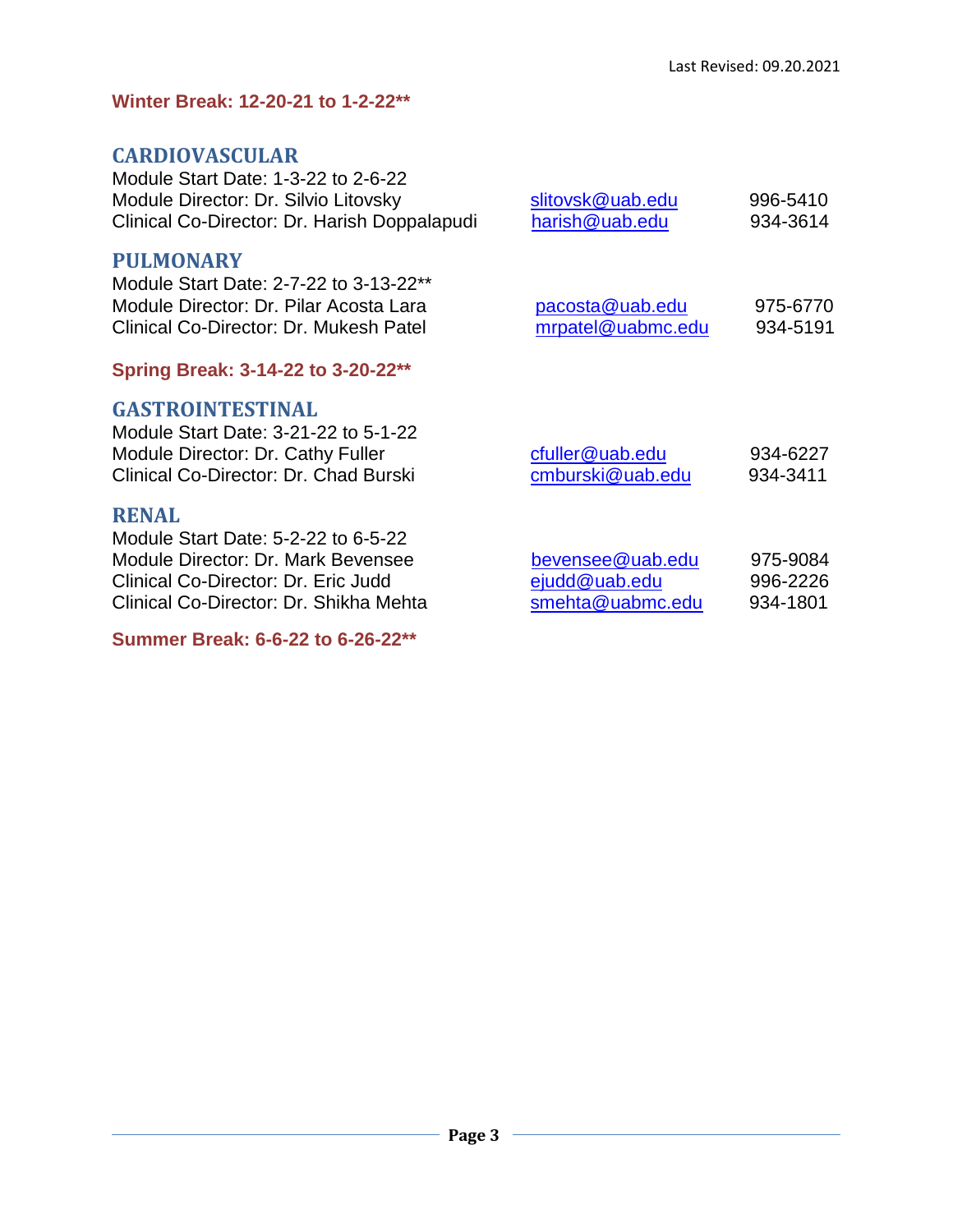**Winter Break: 12-20-21 to 1-2-22\*\***

## CARDIOVASCULAR

Module Start Date: 1-3-22 to 2-6-22

| | | |
|---|---|---|
| Module Director: Dr. Silvio Litovsky | slitovsk@uab.edu | 996-5410 |
| Clinical Co-Director: Dr. Harish Doppalapudi | harish@uab.edu | 934-3614 |

## PULMONARY

Module Start Date: 2-7-22 to 3-13-22**

| | | |
|---|---|---|
| Module Director: Dr. Pilar Acosta Lara | pacosta@uab.edu | 975-6770 |
| Clinical Co-Director: Dr. Mukesh Patel | mrpatel@uabmc.edu | 934-5191 |

**Spring Break: 3-14-22 to 3-20-22\*\***

## GASTROINTESTINAL

Module Start Date: 3-21-22 to 5-1-22

| | | |
|---|---|---|
| Module Director: Dr. Cathy Fuller | cfuller@uab.edu | 934-6227 |
| Clinical Co-Director: Dr. Chad Burski | cmburski@uab.edu | 934-3411 |

## RENAL

Module Start Date: 5-2-22 to 6-5-22

| | | |
|---|---|---|
| Module Director: Dr. Mark Bevensee | bevensee@uab.edu | 975-9084 |
| Clinical Co-Director: Dr. Eric Judd | ejudd@uab.edu | 996-2226 |
| Clinical Co-Director: Dr. Shikha Mehta | smehta@uabmc.edu | 934-1801 |

**Summer Break: 6-6-22 to 6-26-22\*\***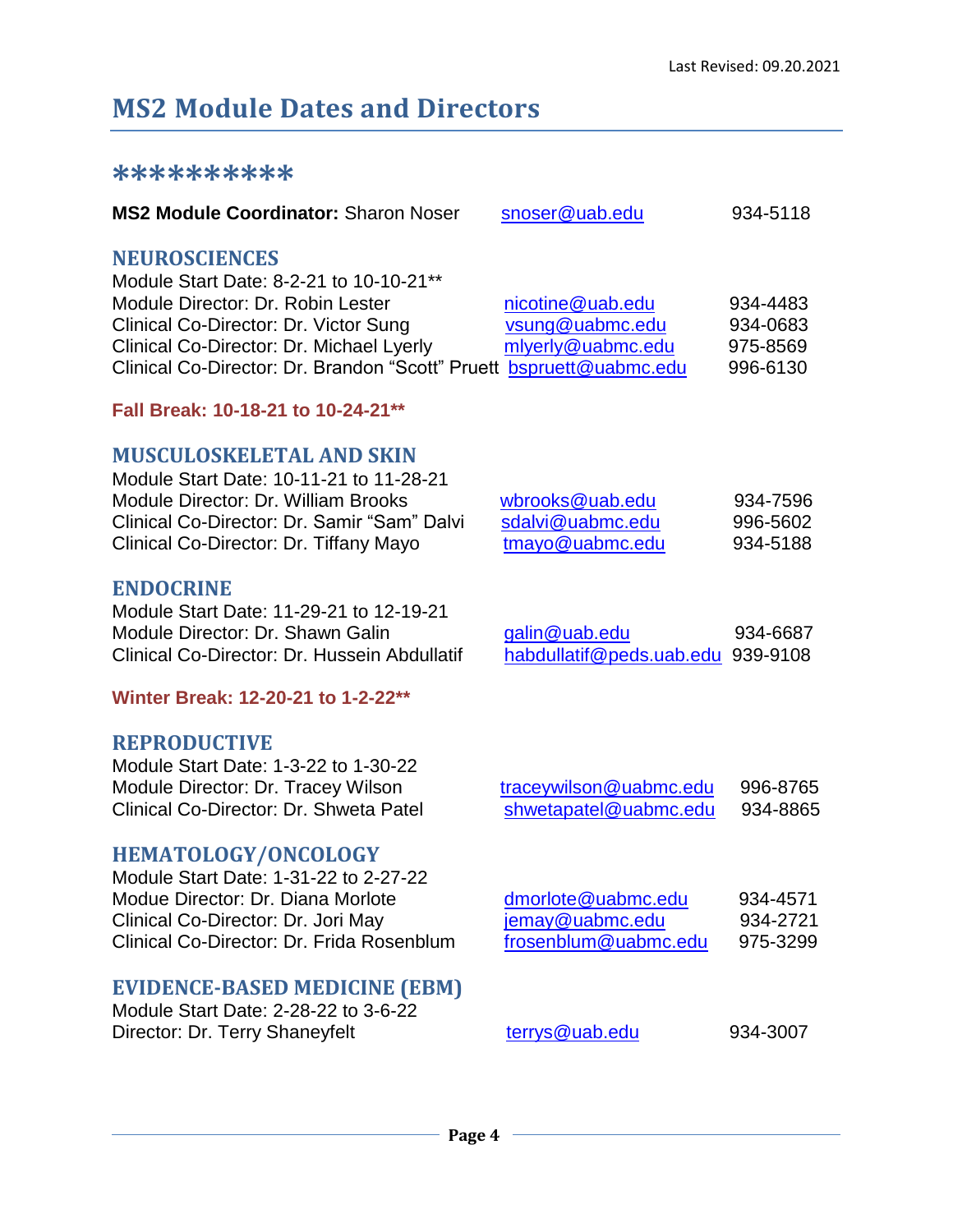Last Revised: 09.20.2021

# MS2 Module Dates and Directors

**********

**MS2 Module Coordinator:** Sharon Noser snoser@uab.edu 934-5118

## NEUROSCIENCES

Module Start Date: 8-2-21 to 10-10-21**

| | | |
|---|---|---|
| Module Director: Dr. Robin Lester | nicotine@uab.edu | 934-4483 |
| Clinical Co-Director: Dr. Victor Sung | vsung@uabmc.edu | 934-0683 |
| Clinical Co-Director: Dr. Michael Lyerly | mlyerly@uabmc.edu | 975-8569 |
| Clinical Co-Director: Dr. Brandon "Scott" Pruett | bspruett@uabmc.edu | 996-6130 |

**Fall Break: 10-18-21 to 10-24-21****

## MUSCULOSKELETAL AND SKIN

Module Start Date: 10-11-21 to 11-28-21

| | | |
|---|---|---|
| Module Director: Dr. William Brooks | wbrooks@uab.edu | 934-7596 |
| Clinical Co-Director: Dr. Samir "Sam" Dalvi | sdalvi@uabmc.edu | 996-5602 |
| Clinical Co-Director: Dr. Tiffany Mayo | tmayo@uabmc.edu | 934-5188 |

## ENDOCRINE

Module Start Date: 11-29-21 to 12-19-21

| | | |
|---|---|---|
| Module Director: Dr. Shawn Galin | galin@uab.edu | 934-6687 |
| Clinical Co-Director: Dr. Hussein Abdullatif | habdullatif@peds.uab.edu | 939-9108 |

**Winter Break: 12-20-21 to 1-2-22****

## REPRODUCTIVE

Module Start Date: 1-3-22 to 1-30-22

| | | |
|---|---|---|
| Module Director: Dr. Tracey Wilson | traceywilson@uabmc.edu | 996-8765 |
| Clinical Co-Director: Dr. Shweta Patel | shwetapatel@uabmc.edu | 934-8865 |

## HEMATOLOGY/ONCOLOGY

Module Start Date: 1-31-22 to 2-27-22

| | | |
|---|---|---|
| Modue Director: Dr. Diana Morlote | dmorlote@uabmc.edu | 934-4571 |
| Clinical Co-Director: Dr. Jori May | jemay@uabmc.edu | 934-2721 |
| Clinical Co-Director: Dr. Frida Rosenblum | frosenblum@uabmc.edu | 975-3299 |

## EVIDENCE-BASED MEDICINE (EBM)

Module Start Date: 2-28-22 to 3-6-22

| | | |
|---|---|---|
| Director: Dr. Terry Shaneyfelt | terrys@uab.edu | 934-3007 |